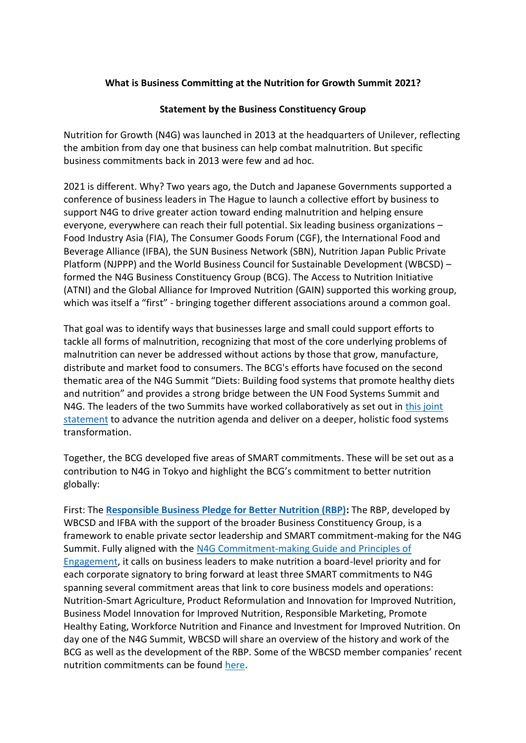**What is Business Committing at the Nutrition for Growth Summit 2021?**

**Statement by the Business Constituency Group**

Nutrition for Growth (N4G) was launched in 2013 at the headquarters of Unilever, reflecting the ambition from day one that business can help combat malnutrition. But specific business commitments back in 2013 were few and ad hoc.

2021 is different. Why? Two years ago, the Dutch and Japanese Governments supported a conference of business leaders in The Hague to launch a collective effort by business to support N4G to drive greater action toward ending malnutrition and helping ensure everyone, everywhere can reach their full potential. Six leading business organizations – Food Industry Asia (FIA), The Consumer Goods Forum (CGF), the International Food and Beverage Alliance (IFBA), the SUN Business Network (SBN), Nutrition Japan Public Private Platform (NJPPP) and the World Business Council for Sustainable Development (WBCSD) – formed the N4G Business Constituency Group (BCG). The Access to Nutrition Initiative (ATNI) and the Global Alliance for Improved Nutrition (GAIN) supported this working group, which was itself a "first" - bringing together different associations around a common goal.

That goal was to identify ways that businesses large and small could support efforts to tackle all forms of malnutrition, recognizing that most of the core underlying problems of malnutrition can never be addressed without actions by those that grow, manufacture, distribute and market food to consumers. The BCG's efforts have focused on the second thematic area of the N4G Summit "Diets: Building food systems that promote healthy diets and nutrition" and provides a strong bridge between the UN Food Systems Summit and N4G. The leaders of the two Summits have worked collaboratively as set out in this joint statement to advance the nutrition agenda and deliver on a deeper, holistic food systems transformation.

Together, the BCG developed five areas of SMART commitments. These will be set out as a contribution to N4G in Tokyo and highlight the BCG's commitment to better nutrition globally:

First: The **Responsible Business Pledge for Better Nutrition (RBP):** The RBP, developed by WBCSD and IFBA with the support of the broader Business Constituency Group, is a framework to enable private sector leadership and SMART commitment-making for the N4G Summit. Fully aligned with the N4G Commitment-making Guide and Principles of Engagement, it calls on business leaders to make nutrition a board-level priority and for each corporate signatory to bring forward at least three SMART commitments to N4G spanning several commitment areas that link to core business models and operations: Nutrition-Smart Agriculture, Product Reformulation and Innovation for Improved Nutrition, Business Model Innovation for Improved Nutrition, Responsible Marketing, Promote Healthy Eating, Workforce Nutrition and Finance and Investment for Improved Nutrition. On day one of the N4G Summit, WBCSD will share an overview of the history and work of the BCG as well as the development of the RBP. Some of the WBCSD member companies' recent nutrition commitments can be found here.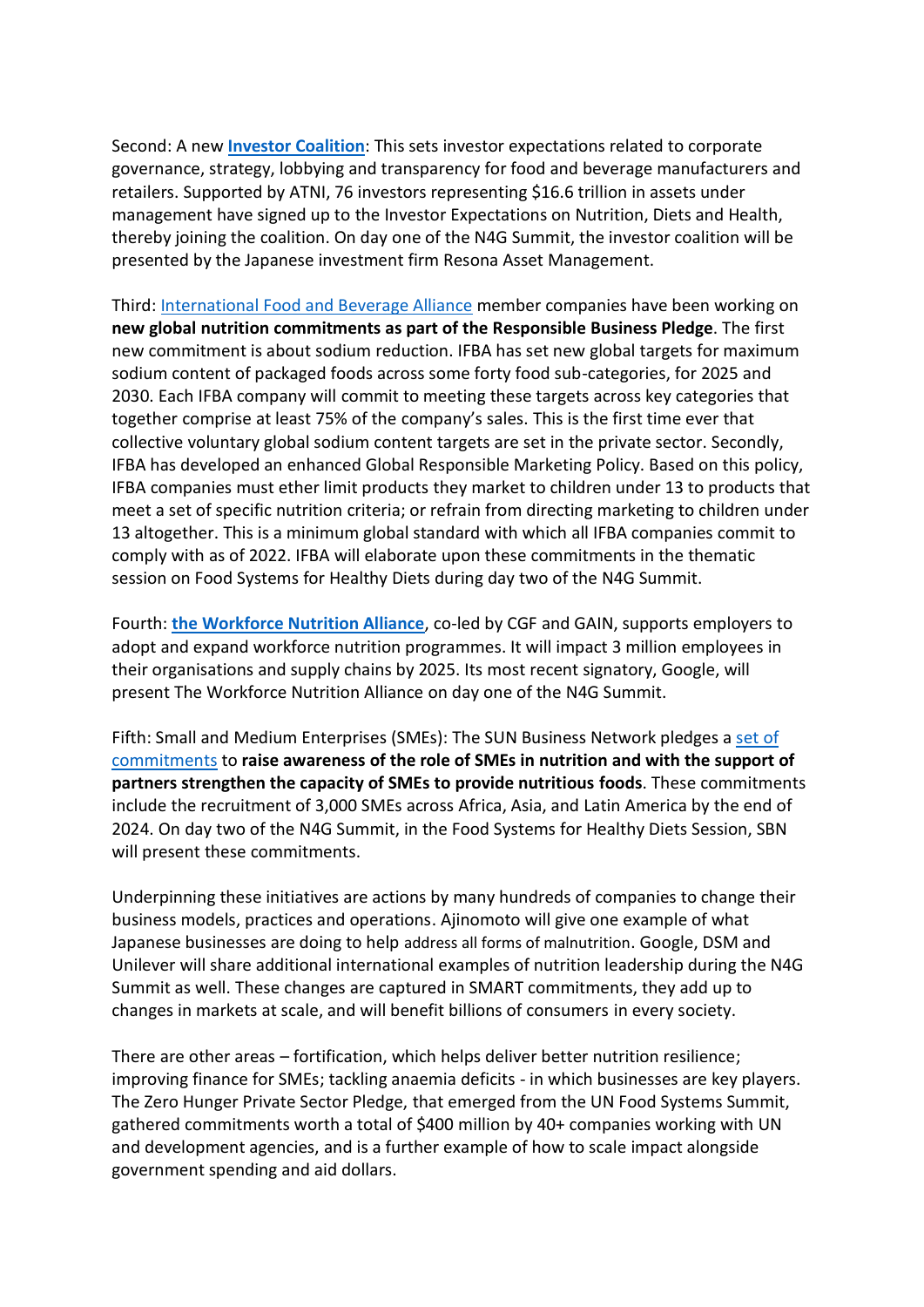Second: A new **Investor Coalition**: This sets investor expectations related to corporate governance, strategy, lobbying and transparency for food and beverage manufacturers and retailers. Supported by ATNI, 76 investors representing $16.6 trillion in assets under management have signed up to the Investor Expectations on Nutrition, Diets and Health, thereby joining the coalition. On day one of the N4G Summit, the investor coalition will be presented by the Japanese investment firm Resona Asset Management.

Third: International Food and Beverage Alliance member companies have been working on **new global nutrition commitments as part of the Responsible Business Pledge**. The first new commitment is about sodium reduction. IFBA has set new global targets for maximum sodium content of packaged foods across some forty food sub-categories, for 2025 and 2030. Each IFBA company will commit to meeting these targets across key categories that together comprise at least 75% of the company's sales. This is the first time ever that collective voluntary global sodium content targets are set in the private sector. Secondly, IFBA has developed an enhanced Global Responsible Marketing Policy. Based on this policy, IFBA companies must ether limit products they market to children under 13 to products that meet a set of specific nutrition criteria; or refrain from directing marketing to children under 13 altogether. This is a minimum global standard with which all IFBA companies commit to comply with as of 2022. IFBA will elaborate upon these commitments in the thematic session on Food Systems for Healthy Diets during day two of the N4G Summit.

Fourth: **the Workforce Nutrition Alliance**, co-led by CGF and GAIN, supports employers to adopt and expand workforce nutrition programmes. It will impact 3 million employees in their organisations and supply chains by 2025. Its most recent signatory, Google, will present The Workforce Nutrition Alliance on day one of the N4G Summit.

Fifth: Small and Medium Enterprises (SMEs): The SUN Business Network pledges a set of commitments to **raise awareness of the role of SMEs in nutrition and with the support of partners strengthen the capacity of SMEs to provide nutritious foods**. These commitments include the recruitment of 3,000 SMEs across Africa, Asia, and Latin America by the end of 2024. On day two of the N4G Summit, in the Food Systems for Healthy Diets Session, SBN will present these commitments.

Underpinning these initiatives are actions by many hundreds of companies to change their business models, practices and operations. Ajinomoto will give one example of what Japanese businesses are doing to help address all forms of malnutrition. Google, DSM and Unilever will share additional international examples of nutrition leadership during the N4G Summit as well. These changes are captured in SMART commitments, they add up to changes in markets at scale, and will benefit billions of consumers in every society.

There are other areas – fortification, which helps deliver better nutrition resilience; improving finance for SMEs; tackling anaemia deficits - in which businesses are key players. The Zero Hunger Private Sector Pledge, that emerged from the UN Food Systems Summit, gathered commitments worth a total of $400 million by 40+ companies working with UN and development agencies, and is a further example of how to scale impact alongside government spending and aid dollars.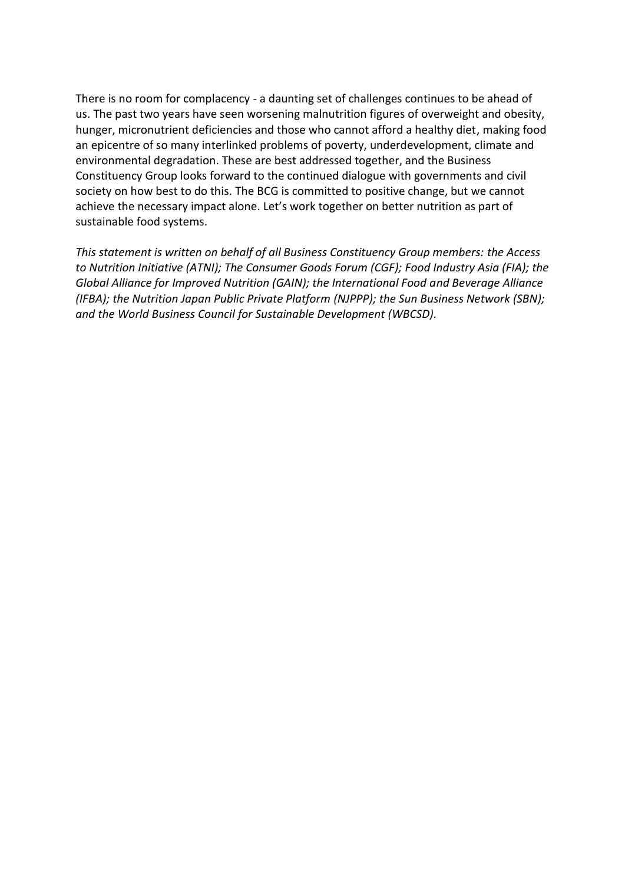There is no room for complacency - a daunting set of challenges continues to be ahead of us. The past two years have seen worsening malnutrition figures of overweight and obesity, hunger, micronutrient deficiencies and those who cannot afford a healthy diet, making food an epicentre of so many interlinked problems of poverty, underdevelopment, climate and environmental degradation. These are best addressed together, and the Business Constituency Group looks forward to the continued dialogue with governments and civil society on how best to do this. The BCG is committed to positive change, but we cannot achieve the necessary impact alone. Let's work together on better nutrition as part of sustainable food systems.

*This statement is written on behalf of all Business Constituency Group members: the Access to Nutrition Initiative (ATNI); The Consumer Goods Forum (CGF); Food Industry Asia (FIA); the Global Alliance for Improved Nutrition (GAIN); the International Food and Beverage Alliance (IFBA); the Nutrition Japan Public Private Platform (NJPPP); the Sun Business Network (SBN); and the World Business Council for Sustainable Development (WBCSD).*